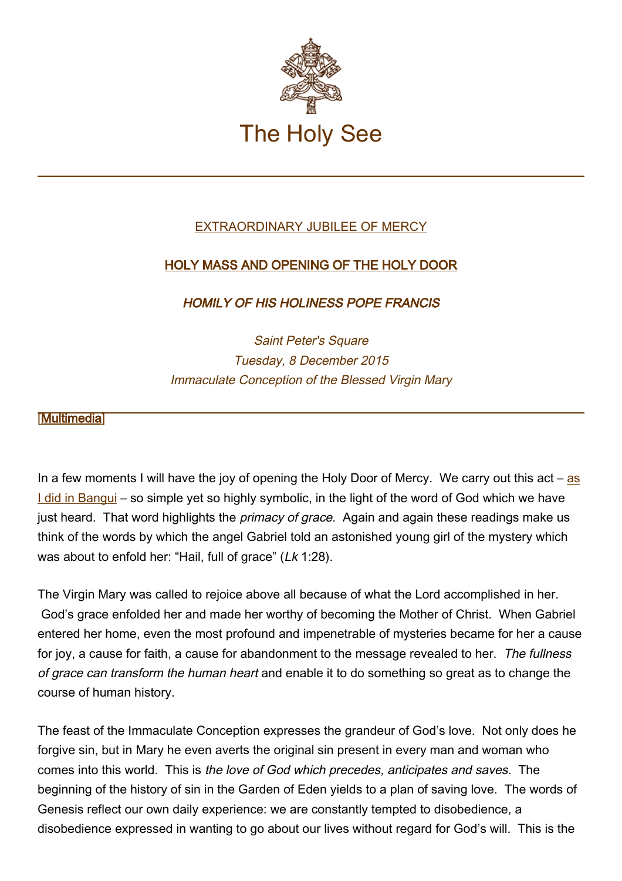# The Holy See

EXTRAORDINARY JUBILEE OF MERCY

**HOLY MASS AND OPENING OF THE HOLY DOOR**

***HOMILY OF HIS HOLINESS POPE FRANCIS***

*Saint Peter's Square*
*Tuesday, 8 December 2015*
*Immaculate Conception of the Blessed Virgin Mary*

[Multimedia]

In a few moments I will have the joy of opening the Holy Door of Mercy. We carry out this act – as I did in Bangui – so simple yet so highly symbolic, in the light of the word of God which we have just heard. That word highlights the *primacy of grace*. Again and again these readings make us think of the words by which the angel Gabriel told an astonished young girl of the mystery which was about to enfold her: "Hail, full of grace" (*Lk* 1:28).

The Virgin Mary was called to rejoice above all because of what the Lord accomplished in her. God's grace enfolded her and made her worthy of becoming the Mother of Christ. When Gabriel entered her home, even the most profound and impenetrable of mysteries became for her a cause for joy, a cause for faith, a cause for abandonment to the message revealed to her. *The fullness of grace can transform the human heart* and enable it to do something so great as to change the course of human history.

The feast of the Immaculate Conception expresses the grandeur of God's love. Not only does he forgive sin, but in Mary he even averts the original sin present in every man and woman who comes into this world. This is *the love of God which precedes, anticipates and saves.* The beginning of the history of sin in the Garden of Eden yields to a plan of saving love. The words of Genesis reflect our own daily experience: we are constantly tempted to disobedience, a disobedience expressed in wanting to go about our lives without regard for God's will. This is the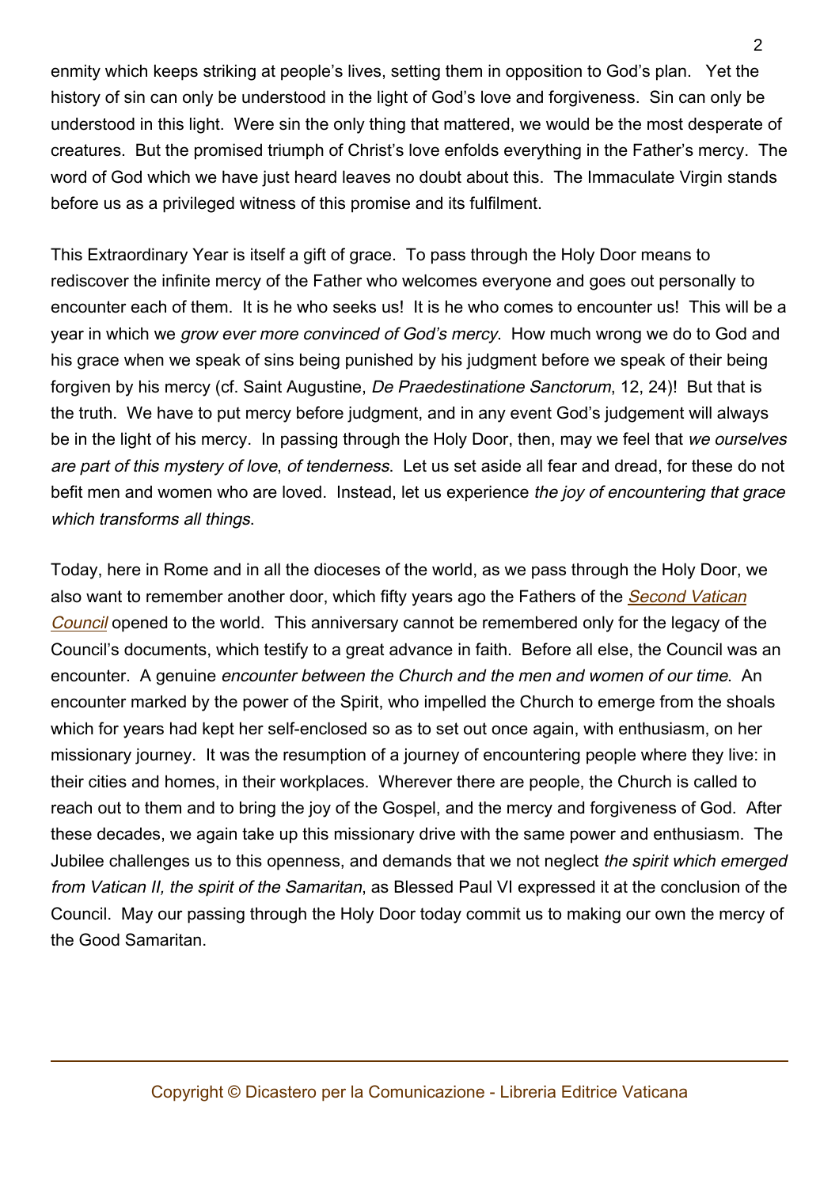enmity which keeps striking at people's lives, setting them in opposition to God's plan. Yet the history of sin can only be understood in the light of God's love and forgiveness. Sin can only be understood in this light. Were sin the only thing that mattered, we would be the most desperate of creatures. But the promised triumph of Christ's love enfolds everything in the Father's mercy. The word of God which we have just heard leaves no doubt about this. The Immaculate Virgin stands before us as a privileged witness of this promise and its fulfilment.

This Extraordinary Year is itself a gift of grace. To pass through the Holy Door means to rediscover the infinite mercy of the Father who welcomes everyone and goes out personally to encounter each of them. It is he who seeks us! It is he who comes to encounter us! This will be a year in which we *grow ever more convinced of God's mercy*. How much wrong we do to God and his grace when we speak of sins being punished by his judgment before we speak of their being forgiven by his mercy (cf. Saint Augustine, *De Praedestinatione Sanctorum*, 12, 24)! But that is the truth. We have to put mercy before judgment, and in any event God's judgement will always be in the light of his mercy. In passing through the Holy Door, then, may we feel that *we ourselves are part of this mystery of love*, *of tenderness*. Let us set aside all fear and dread, for these do not befit men and women who are loved. Instead, let us experience *the joy of encountering that grace which transforms all things*.

Today, here in Rome and in all the dioceses of the world, as we pass through the Holy Door, we also want to remember another door, which fifty years ago the Fathers of the *Second Vatican Council* opened to the world. This anniversary cannot be remembered only for the legacy of the Council's documents, which testify to a great advance in faith. Before all else, the Council was an encounter. A genuine *encounter between the Church and the men and women of our time*. An encounter marked by the power of the Spirit, who impelled the Church to emerge from the shoals which for years had kept her self-enclosed so as to set out once again, with enthusiasm, on her missionary journey. It was the resumption of a journey of encountering people where they live: in their cities and homes, in their workplaces. Wherever there are people, the Church is called to reach out to them and to bring the joy of the Gospel, and the mercy and forgiveness of God. After these decades, we again take up this missionary drive with the same power and enthusiasm. The Jubilee challenges us to this openness, and demands that we not neglect *the spirit which emerged from Vatican II, the spirit of the Samaritan*, as Blessed Paul VI expressed it at the conclusion of the Council. May our passing through the Holy Door today commit us to making our own the mercy of the Good Samaritan.

Copyright © Dicastero per la Comunicazione - Libreria Editrice Vaticana